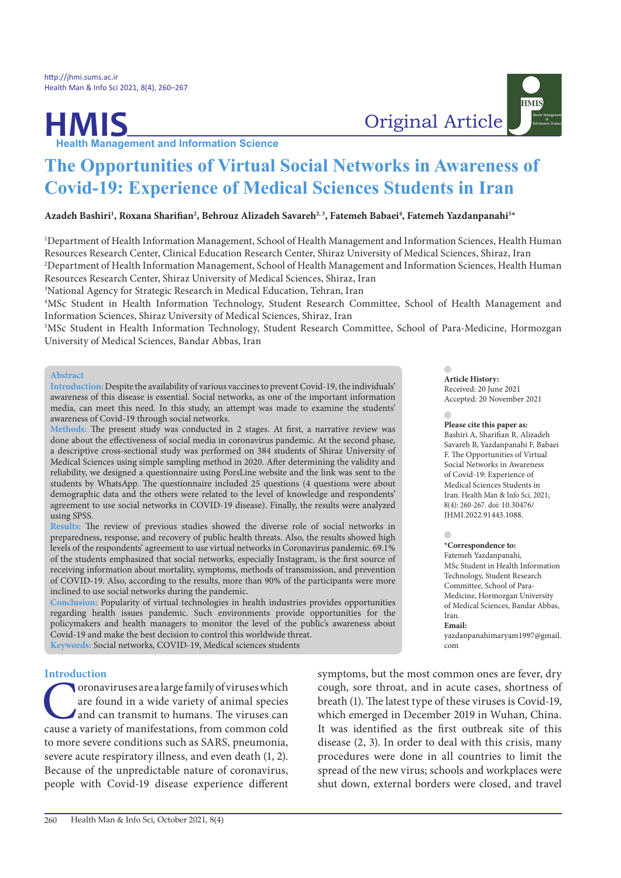Original Article

# The Opportunities of Virtual Social Networks in Awareness of Covid-19: Experience of Medical Sciences Students in Iran

**Azadeh Bashiri[1], Roxana Sharifian[2], Behrouz Alizadeh Savareh[2,3], Fatemeh Babaei[4], Fatemeh Yazdanpanahi[5]***

[1]Department of Health Information Management, School of Health Management and Information Sciences, Health Human Resources Research Center, Clinical Education Research Center, Shiraz University of Medical Sciences, Shiraz, Iran
[2]Department of Health Information Management, School of Health Management and Information Sciences, Health Human Resources Research Center, Shiraz University of Medical Sciences, Shiraz, Iran
[3]National Agency for Strategic Research in Medical Education, Tehran, Iran
[4]MSc Student in Health Information Technology, Student Research Committee, School of Health Management and Information Sciences, Shiraz University of Medical Sciences, Shiraz, Iran
[5]MSc Student in Health Information Technology, Student Research Committee, School of Para-Medicine, Hormozgan University of Medical Sciences, Bandar Abbas, Iran

## Abstract

**Introduction:** Despite the availability of various vaccines to prevent Covid-19, the individuals' awareness of this disease is essential. Social networks, as one of the important information media, can meet this need. In this study, an attempt was made to examine the students' awareness of Covid-19 through social networks.

**Methods:** The present study was conducted in 2 stages. At first, a narrative review was done about the effectiveness of social media in coronavirus pandemic. At the second phase, a descriptive cross-sectional study was performed on 384 students of Shiraz University of Medical Sciences using simple sampling method in 2020. After determining the validity and reliability, we designed a questionnaire using PorsLine website and the link was sent to the students by WhatsApp. The questionnaire included 25 questions (4 questions were about demographic data and the others were related to the level of knowledge and respondents' agreement to use social networks in COVID-19 disease). Finally, the results were analyzed using SPSS.

**Results:** The review of previous studies showed the diverse role of social networks in preparedness, response, and recovery of public health threats. Also, the results showed high levels of the respondents' agreement to use virtual networks in Coronavirus pandemic. 69.1% of the students emphasized that social networks, especially Instagram, is the first source of receiving information about mortality, symptoms, methods of transmission, and prevention of COVID-19. Also, according to the results, more than 90% of the participants were more inclined to use social networks during the pandemic.

**Conclusion:** Popularity of virtual technologies in health industries provides opportunities regarding health issues pandemic. Such environments provide opportunities for the policymakers and health managers to monitor the level of the public's awareness about Covid-19 and make the best decision to control this worldwide threat.

**Keywords:** Social networks, COVID-19, Medical sciences students

**Article History:**
Received: 20 June 2021
Accepted: 20 November 2021

**Please cite this paper as:**
Bashiri A, Sharifian R, Alizadeh Savareh B, Yazdanpanahi F, Babaei F. The Opportunities of Virtual Social Networks in Awareness of Covid-19: Experience of Medical Sciences Students in Iran. Health Man & Info Sci. 2021; 8(4): 260-267. doi: 10.30476/JHMI.2022.91443.1088.

***Correspondence to:**
Fatemeh Yazdanpanahi,
MSc Student in Health Information Technology, Student Research Committee, School of Para-Medicine, Hormozgan University of Medical Sciences, Bandar Abbas, Iran.
**Email:** yazdanpanahimaryam1997@gmail.com

## Introduction

Coronaviruses are a large family of viruses which are found in a wide variety of animal species and can transmit to humans. The viruses can cause a variety of manifestations, from common cold to more severe conditions such as SARS, pneumonia, severe acute respiratory illness, and even death (1, 2). Because of the unpredictable nature of coronavirus, people with Covid-19 disease experience different symptoms, but the most common ones are fever, dry cough, sore throat, and in acute cases, shortness of breath (1). The latest type of these viruses is Covid-19, which emerged in December 2019 in Wuhan, China. It was identified as the first outbreak site of this disease (2, 3). In order to deal with this crisis, many procedures were done in all countries to limit the spread of the new virus; schools and workplaces were shut down, external borders were closed, and travel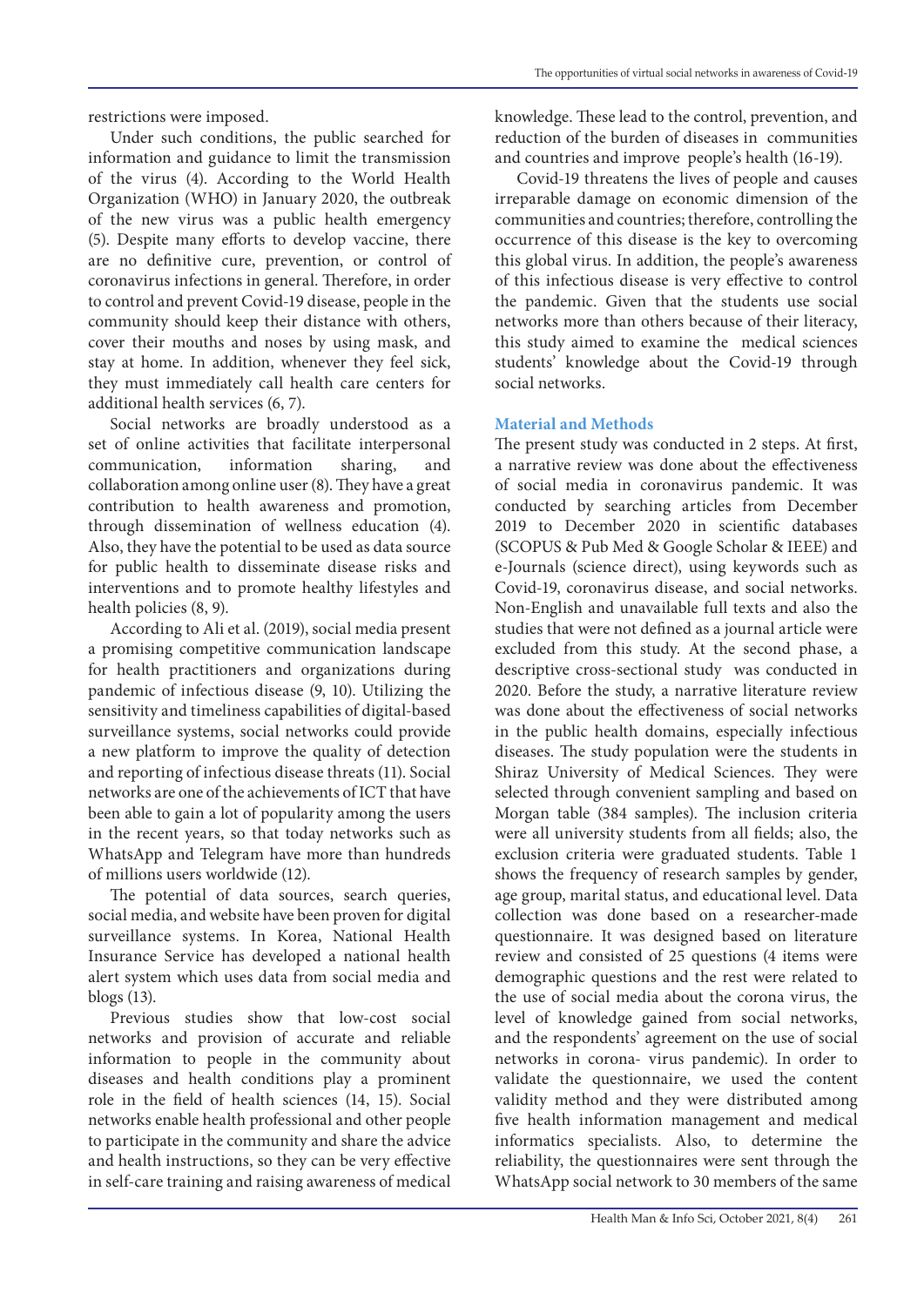restrictions were imposed.

Under such conditions, the public searched for information and guidance to limit the transmission of the virus (4). According to the World Health Organization (WHO) in January 2020, the outbreak of the new virus was a public health emergency (5). Despite many efforts to develop vaccine, there are no definitive cure, prevention, or control of coronavirus infections in general. Therefore, in order to control and prevent Covid-19 disease, people in the community should keep their distance with others, cover their mouths and noses by using mask, and stay at home. In addition, whenever they feel sick, they must immediately call health care centers for additional health services (6, 7).

Social networks are broadly understood as a set of online activities that facilitate interpersonal communication, information sharing, and collaboration among online user (8). They have a great contribution to health awareness and promotion, through dissemination of wellness education (4). Also, they have the potential to be used as data source for public health to disseminate disease risks and interventions and to promote healthy lifestyles and health policies (8, 9).

According to Ali et al. (2019), social media present a promising competitive communication landscape for health practitioners and organizations during pandemic of infectious disease (9, 10). Utilizing the sensitivity and timeliness capabilities of digital-based surveillance systems, social networks could provide a new platform to improve the quality of detection and reporting of infectious disease threats (11). Social networks are one of the achievements of ICT that have been able to gain a lot of popularity among the users in the recent years, so that today networks such as WhatsApp and Telegram have more than hundreds of millions users worldwide (12).

The potential of data sources, search queries, social media, and website have been proven for digital surveillance systems. In Korea, National Health Insurance Service has developed a national health alert system which uses data from social media and blogs (13).

Previous studies show that low-cost social networks and provision of accurate and reliable information to people in the community about diseases and health conditions play a prominent role in the field of health sciences (14, 15). Social networks enable health professional and other people to participate in the community and share the advice and health instructions, so they can be very effective in self-care training and raising awareness of medical knowledge. These lead to the control, prevention, and reduction of the burden of diseases in communities and countries and improve people's health (16-19).

Covid-19 threatens the lives of people and causes irreparable damage on economic dimension of the communities and countries; therefore, controlling the occurrence of this disease is the key to overcoming this global virus. In addition, the people's awareness of this infectious disease is very effective to control the pandemic. Given that the students use social networks more than others because of their literacy, this study aimed to examine the medical sciences students' knowledge about the Covid-19 through social networks.

## Material and Methods

The present study was conducted in 2 steps. At first, a narrative review was done about the effectiveness of social media in coronavirus pandemic. It was conducted by searching articles from December 2019 to December 2020 in scientific databases (SCOPUS & Pub Med & Google Scholar & IEEE) and e-Journals (science direct), using keywords such as Covid-19, coronavirus disease, and social networks. Non-English and unavailable full texts and also the studies that were not defined as a journal article were excluded from this study. At the second phase, a descriptive cross-sectional study was conducted in 2020. Before the study, a narrative literature review was done about the effectiveness of social networks in the public health domains, especially infectious diseases. The study population were the students in Shiraz University of Medical Sciences. They were selected through convenient sampling and based on Morgan table (384 samples). The inclusion criteria were all university students from all fields; also, the exclusion criteria were graduated students. Table 1 shows the frequency of research samples by gender, age group, marital status, and educational level. Data collection was done based on a researcher-made questionnaire. It was designed based on literature review and consisted of 25 questions (4 items were demographic questions and the rest were related to the use of social media about the corona virus, the level of knowledge gained from social networks, and the respondents' agreement on the use of social networks in corona- virus pandemic). In order to validate the questionnaire, we used the content validity method and they were distributed among five health information management and medical informatics specialists. Also, to determine the reliability, the questionnaires were sent through the WhatsApp social network to 30 members of the same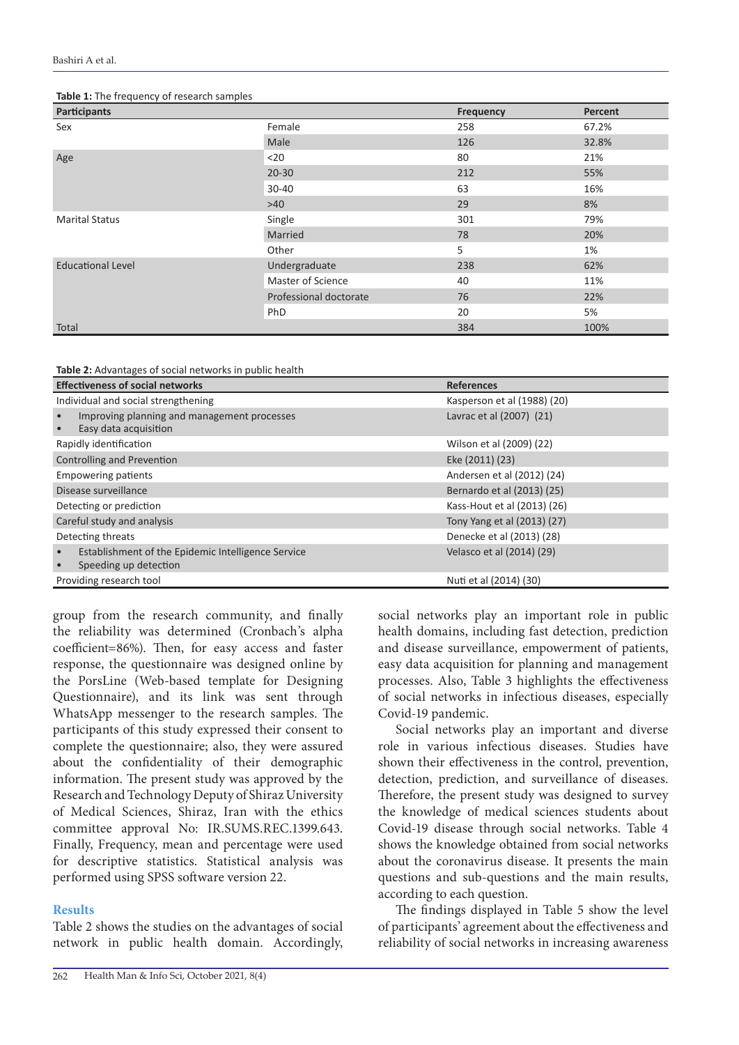**Table 1:** The frequency of research samples

| Participants | | Frequency | Percent |
|---|---|---|---|
| Sex | Female | 258 | 67.2% |
| | Male | 126 | 32.8% |
| Age | <20 | 80 | 21% |
| | 20-30 | 212 | 55% |
| | 30-40 | 63 | 16% |
| | >40 | 29 | 8% |
| Marital Status | Single | 301 | 79% |
| | Married | 78 | 20% |
| | Other | 5 | 1% |
| Educational Level | Undergraduate | 238 | 62% |
| | Master of Science | 40 | 11% |
| | Professional doctorate | 76 | 22% |
| | PhD | 20 | 5% |
| Total | | 384 | 100% |

**Table 2:** Advantages of social networks in public health

| Effectiveness of social networks | References |
|---|---|
| Individual and social strengthening | Kasperson et al (1988) (20) |
| • Improving planning and management processes<br>• Easy data acquisition | Lavrac et al (2007) (21) |
| Rapidly identification | Wilson et al (2009) (22) |
| Controlling and Prevention | Eke (2011) (23) |
| Empowering patients | Andersen et al (2012) (24) |
| Disease surveillance | Bernardo et al (2013) (25) |
| Detecting or prediction | Kass-Hout et al (2013) (26) |
| Careful study and analysis | Tony Yang et al (2013) (27) |
| Detecting threats | Denecke et al (2013) (28) |
| • Establishment of the Epidemic Intelligence Service<br>• Speeding up detection | Velasco et al (2014) (29) |
| Providing research tool | Nuti et al (2014) (30) |

group from the research community, and finally the reliability was determined (Cronbach's alpha coefficient=86%). Then, for easy access and faster response, the questionnaire was designed online by the PorsLine (Web-based template for Designing Questionnaire), and its link was sent through WhatsApp messenger to the research samples. The participants of this study expressed their consent to complete the questionnaire; also, they were assured about the confidentiality of their demographic information. The present study was approved by the Research and Technology Deputy of Shiraz University of Medical Sciences, Shiraz, Iran with the ethics committee approval No: IR.SUMS.REC.1399.643. Finally, Frequency, mean and percentage were used for descriptive statistics. Statistical analysis was performed using SPSS software version 22.

## Results

Table 2 shows the studies on the advantages of social network in public health domain. Accordingly, social networks play an important role in public health domains, including fast detection, prediction and disease surveillance, empowerment of patients, easy data acquisition for planning and management processes. Also, Table 3 highlights the effectiveness of social networks in infectious diseases, especially Covid-19 pandemic.

Social networks play an important and diverse role in various infectious diseases. Studies have shown their effectiveness in the control, prevention, detection, prediction, and surveillance of diseases. Therefore, the present study was designed to survey the knowledge of medical sciences students about Covid-19 disease through social networks. Table 4 shows the knowledge obtained from social networks about the coronavirus disease. It presents the main questions and sub-questions and the main results, according to each question.

The findings displayed in Table 5 show the level of participants' agreement about the effectiveness and reliability of social networks in increasing awareness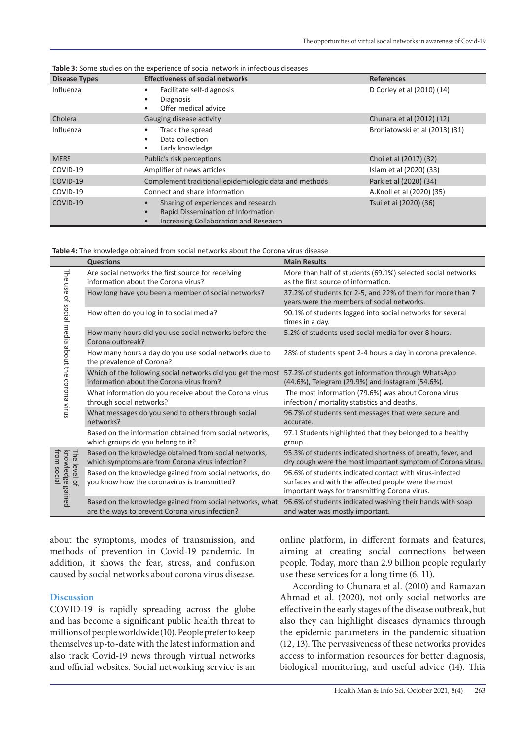**Table 3:** Some studies on the experience of social network in infectious diseases

| Disease Types | Effectiveness of social networks | References |
|---|---|---|
| Influenza | • Facilitate self-diagnosis<br>• Diagnosis<br>• Offer medical advice | D Corley et al (2010) (14) |
| Cholera | Gauging disease activity | Chunara et al (2012) (12) |
| Influenza | • Track the spread<br>• Data collection<br>• Early knowledge | Broniatowski et al (2013) (31) |
| MERS | Public's risk perceptions | Choi et al (2017) (32) |
| COVID-19 | Amplifier of news articles | Islam et al (2020) (33) |
| COVID-19 | Complement traditional epidemiologic data and methods | Park et al (2020) (34) |
| COVID-19 | Connect and share information | A.Knoll et al (2020) (35) |
| COVID-19 | • Sharing of experiences and research<br>• Rapid Dissemination of Information<br>• Increasing Collaboration and Research | Tsui et ai (2020) (36) |

**Table 4:** The knowledge obtained from social networks about the Corona virus disease

| | Questions | Main Results |
|---|---|---|
| The use of social media about the corona virus | Are social networks the first source for receiving information about the Corona virus? | More than half of students (69.1%) selected social networks as the first source of information. |
| | How long have you been a member of social networks? | 37.2% of students for 2-5, and 22% of them for more than 7 years were the members of social networks. |
| | How often do you log in to social media? | 90.1% of students logged into social networks for several times in a day. |
| | How many hours did you use social networks before the Corona outbreak? | 5.2% of students used social media for over 8 hours. |
| | How many hours a day do you use social networks due to the prevalence of Corona? | 28% of students spent 2-4 hours a day in corona prevalence. |
| | Which of the following social networks did you get the most information about the Corona virus from? | 57.2% of students got information through WhatsApp (44.6%), Telegram (29.9%) and Instagram (54.6%). |
| | What information do you receive about the Corona virus through social networks? | The most information (79.6%) was about Corona virus infection / mortality statistics and deaths. |
| | What messages do you send to others through social networks? | 96.7% of students sent messages that were secure and accurate. |
| | Based on the information obtained from social networks, which groups do you belong to it? | 97.1 Students highlighted that they belonged to a healthy group. |
| The level of knowledge gained from social | Based on the knowledge obtained from social networks, which symptoms are from Corona virus infection? | 95.3% of students indicated shortness of breath, fever, and dry cough were the most important symptom of Corona virus. |
| | Based on the knowledge gained from social networks, do you know how the coronavirus is transmitted? | 96.6% of students indicated contact with virus-infected surfaces and with the affected people were the most important ways for transmitting Corona virus. |
| | Based on the knowledge gained from social networks, what are the ways to prevent Corona virus infection? | 96.6% of students indicated washing their hands with soap and water was mostly important. |

about the symptoms, modes of transmission, and methods of prevention in Covid-19 pandemic. In addition, it shows the fear, stress, and confusion caused by social networks about corona virus disease.

## Discussion

COVID-19 is rapidly spreading across the globe and has become a significant public health threat to millions of people worldwide (10). People prefer to keep themselves up-to-date with the latest information and also track Covid-19 news through virtual networks and official websites. Social networking service is an online platform, in different formats and features, aiming at creating social connections between people. Today, more than 2.9 billion people regularly use these services for a long time (6, 11).

According to Chunara et al. (2010) and Ramazan Ahmad et al. (2020), not only social networks are effective in the early stages of the disease outbreak, but also they can highlight diseases dynamics through the epidemic parameters in the pandemic situation (12, 13). The pervasiveness of these networks provides access to information resources for better diagnosis, biological monitoring, and useful advice (14). This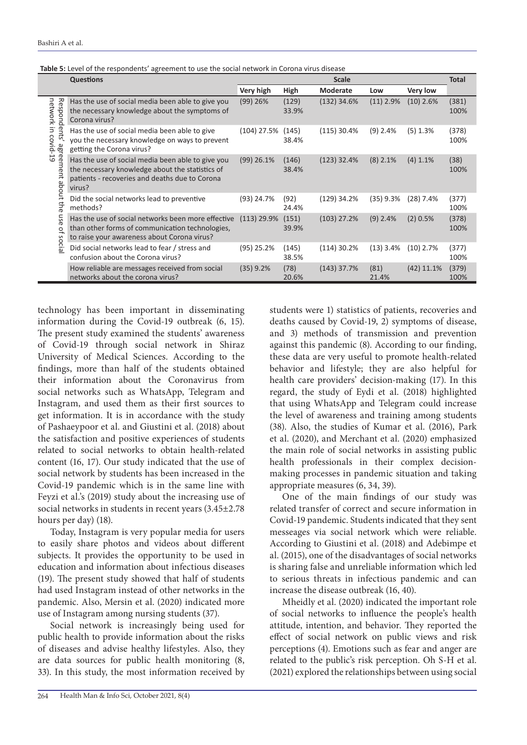**Table 5:** Level of the respondents' agreement to use the social network in Corona virus disease

| | Questions | Scale | | | | | Total |
|---|---|---|---|---|---|---|---|
| | | Very high | High | Moderate | Low | Very low | |
| Respondents' agreement about the use of social network in covid-19 | Has the use of social media been able to give you the necessary knowledge about the symptoms of Corona virus? | (99) 26% | (129) 33.9% | (132) 34.6% | (11) 2.9% | (10) 2.6% | (381) 100% |
| | Has the use of social media been able to give you the necessary knowledge on ways to prevent getting the Corona virus? | (104) 27.5% | (145) 38.4% | (115) 30.4% | (9) 2.4% | (5) 1.3% | (378) 100% |
| | Has the use of social media been able to give you the necessary knowledge about the statistics of patients - recoveries and deaths due to Corona virus? | (99) 26.1% | (146) 38.4% | (123) 32.4% | (8) 2.1% | (4) 1.1% | (38) 100% |
| | Did the social networks lead to preventive methods? | (93) 24.7% | (92) 24.4% | (129) 34.2% | (35) 9.3% | (28) 7.4% | (377) 100% |
| | Has the use of social networks been more effective than other forms of communication technologies, to raise your awareness about Corona virus? | (113) 29.9% | (151) 39.9% | (103) 27.2% | (9) 2.4% | (2) 0.5% | (378) 100% |
| | Did social networks lead to fear / stress and confusion about the Corona virus? | (95) 25.2% | (145) 38.5% | (114) 30.2% | (13) 3.4% | (10) 2.7% | (377) 100% |
| | How reliable are messages received from social networks about the corona virus? | (35) 9.2% | (78) 20.6% | (143) 37.7% | (81) 21.4% | (42) 11.1% | (379) 100% |

technology has been important in disseminating information during the Covid-19 outbreak (6, 15). The present study examined the students' awareness of Covid-19 through social network in Shiraz University of Medical Sciences. According to the findings, more than half of the students obtained their information about the Coronavirus from social networks such as WhatsApp, Telegram and Instagram, and used them as their first sources to get information. It is in accordance with the study of Pashaeypoor et al. and Giustini et al. (2018) about the satisfaction and positive experiences of students related to social networks to obtain health-related content (16, 17). Our study indicated that the use of social network by students has been increased in the Covid-19 pandemic which is in the same line with Feyzi et al.'s (2019) study about the increasing use of social networks in students in recent years (3.45±2.78 hours per day) (18).

Today, Instagram is very popular media for users to easily share photos and videos about different subjects. It provides the opportunity to be used in education and information about infectious diseases (19). The present study showed that half of students had used Instagram instead of other networks in the pandemic. Also, Mersin et al. (2020) indicated more use of Instagram among nursing students (37).

Social network is increasingly being used for public health to provide information about the risks of diseases and advise healthy lifestyles. Also, they are data sources for public health monitoring (8, 33). In this study, the most information received by students were 1) statistics of patients, recoveries and deaths caused by Covid-19, 2) symptoms of disease, and 3) methods of transmission and prevention against this pandemic (8). According to our finding, these data are very useful to promote health-related behavior and lifestyle; they are also helpful for health care providers' decision-making (17). In this regard, the study of Eydi et al. (2018) highlighted that using WhatsApp and Telegram could increase the level of awareness and training among students (38). Also, the studies of Kumar et al. (2016), Park et al. (2020), and Merchant et al. (2020) emphasized the main role of social networks in assisting public health professionals in their complex decision-making processes in pandemic situation and taking appropriate measures (6, 34, 39).

One of the main findings of our study was related transfer of correct and secure information in Covid-19 pandemic. Students indicated that they sent messeages via social network which were reliable. According to Giustini et al. (2018) and Adebimpe et al. (2015), one of the disadvantages of social networks is sharing false and unreliable information which led to serious threats in infectious pandemic and can increase the disease outbreak (16, 40).

Mheidly et al. (2020) indicated the important role of social networks to influence the people's health attitude, intention, and behavior. They reported the effect of social network on public views and risk perceptions (4). Emotions such as fear and anger are related to the public's risk perception. Oh S-H et al. (2021) explored the relationships between using social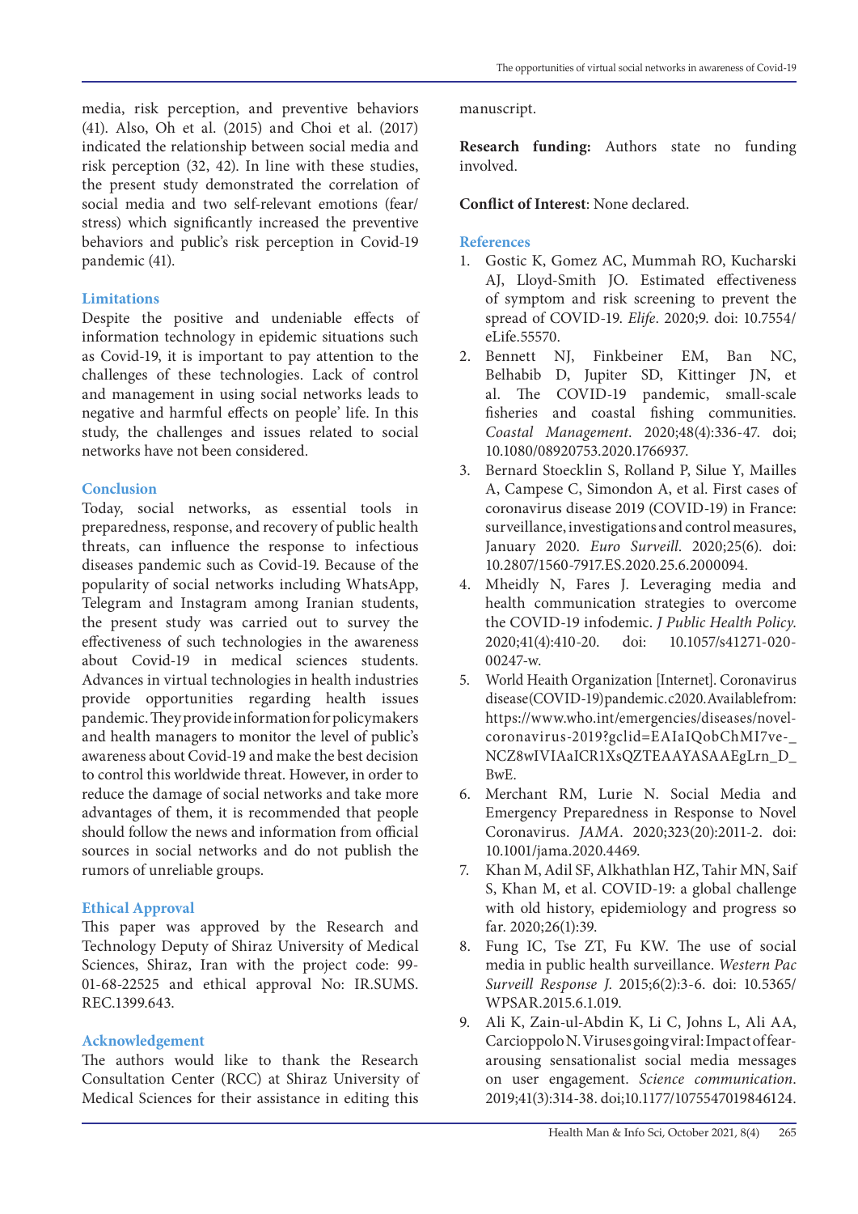media, risk perception, and preventive behaviors (41). Also, Oh et al. (2015) and Choi et al. (2017) indicated the relationship between social media and risk perception (32, 42). In line with these studies, the present study demonstrated the correlation of social media and two self-relevant emotions (fear/stress) which significantly increased the preventive behaviors and public's risk perception in Covid-19 pandemic (41).

## Limitations

Despite the positive and undeniable effects of information technology in epidemic situations such as Covid-19, it is important to pay attention to the challenges of these technologies. Lack of control and management in using social networks leads to negative and harmful effects on people' life. In this study, the challenges and issues related to social networks have not been considered.

## Conclusion

Today, social networks, as essential tools in preparedness, response, and recovery of public health threats, can influence the response to infectious diseases pandemic such as Covid-19. Because of the popularity of social networks including WhatsApp, Telegram and Instagram among Iranian students, the present study was carried out to survey the effectiveness of such technologies in the awareness about Covid-19 in medical sciences students. Advances in virtual technologies in health industries provide opportunities regarding health issues pandemic. They provide information for policymakers and health managers to monitor the level of public's awareness about Covid-19 and make the best decision to control this worldwide threat. However, in order to reduce the damage of social networks and take more advantages of them, it is recommended that people should follow the news and information from official sources in social networks and do not publish the rumors of unreliable groups.

## Ethical Approval

This paper was approved by the Research and Technology Deputy of Shiraz University of Medical Sciences, Shiraz, Iran with the project code: 99-01-68-22525 and ethical approval No: IR.SUMS.REC.1399.643.

## Acknowledgement

The authors would like to thank the Research Consultation Center (RCC) at Shiraz University of Medical Sciences for their assistance in editing this manuscript.

**Research funding:** Authors state no funding involved.

**Conflict of Interest**: None declared.

## References

1. Gostic K, Gomez AC, Mummah RO, Kucharski AJ, Lloyd-Smith JO. Estimated effectiveness of symptom and risk screening to prevent the spread of COVID-19. *Elife*. 2020;9. doi: 10.7554/eLife.55570.
2. Bennett NJ, Finkbeiner EM, Ban NC, Belhabib D, Jupiter SD, Kittinger JN, et al. The COVID-19 pandemic, small-scale fisheries and coastal fishing communities. *Coastal Management*. 2020;48(4):336-47. doi; 10.1080/08920753.2020.1766937.
3. Bernard Stoecklin S, Rolland P, Silue Y, Mailles A, Campese C, Simondon A, et al. First cases of coronavirus disease 2019 (COVID-19) in France: surveillance, investigations and control measures, January 2020. *Euro Surveill*. 2020;25(6). doi: 10.2807/1560-7917.ES.2020.25.6.2000094.
4. Mheidly N, Fares J. Leveraging media and health communication strategies to overcome the COVID-19 infodemic. *J Public Health Policy*. 2020;41(4):410-20. doi: 10.1057/s41271-020-00247-w.
5. World Heaith Organization [Internet]. Coronavirus disease(COVID-19)pandemic.c2020.Availablefrom: https://www.who.int/emergencies/diseases/novel-coronavirus-2019?gclid=EAIaIQobChMI7ve-_NCZ8wIVIAaICR1XsQZTEAAYASAAEgLrn_D_BwE.
6. Merchant RM, Lurie N. Social Media and Emergency Preparedness in Response to Novel Coronavirus. *JAMA*. 2020;323(20):2011-2. doi: 10.1001/jama.2020.4469.
7. Khan M, Adil SF, Alkhathlan HZ, Tahir MN, Saif S, Khan M, et al. COVID-19: a global challenge with old history, epidemiology and progress so far. 2020;26(1):39.
8. Fung IC, Tse ZT, Fu KW. The use of social media in public health surveillance. *Western Pac Surveill Response J*. 2015;6(2):3-6. doi: 10.5365/WPSAR.2015.6.1.019.
9. Ali K, Zain-ul-Abdin K, Li C, Johns L, Ali AA, Carcioppolo N. Viruses going viral: Impact of fear-arousing sensationalist social media messages on user engagement. *Science communication*. 2019;41(3):314-38. doi;10.1177/1075547019846124.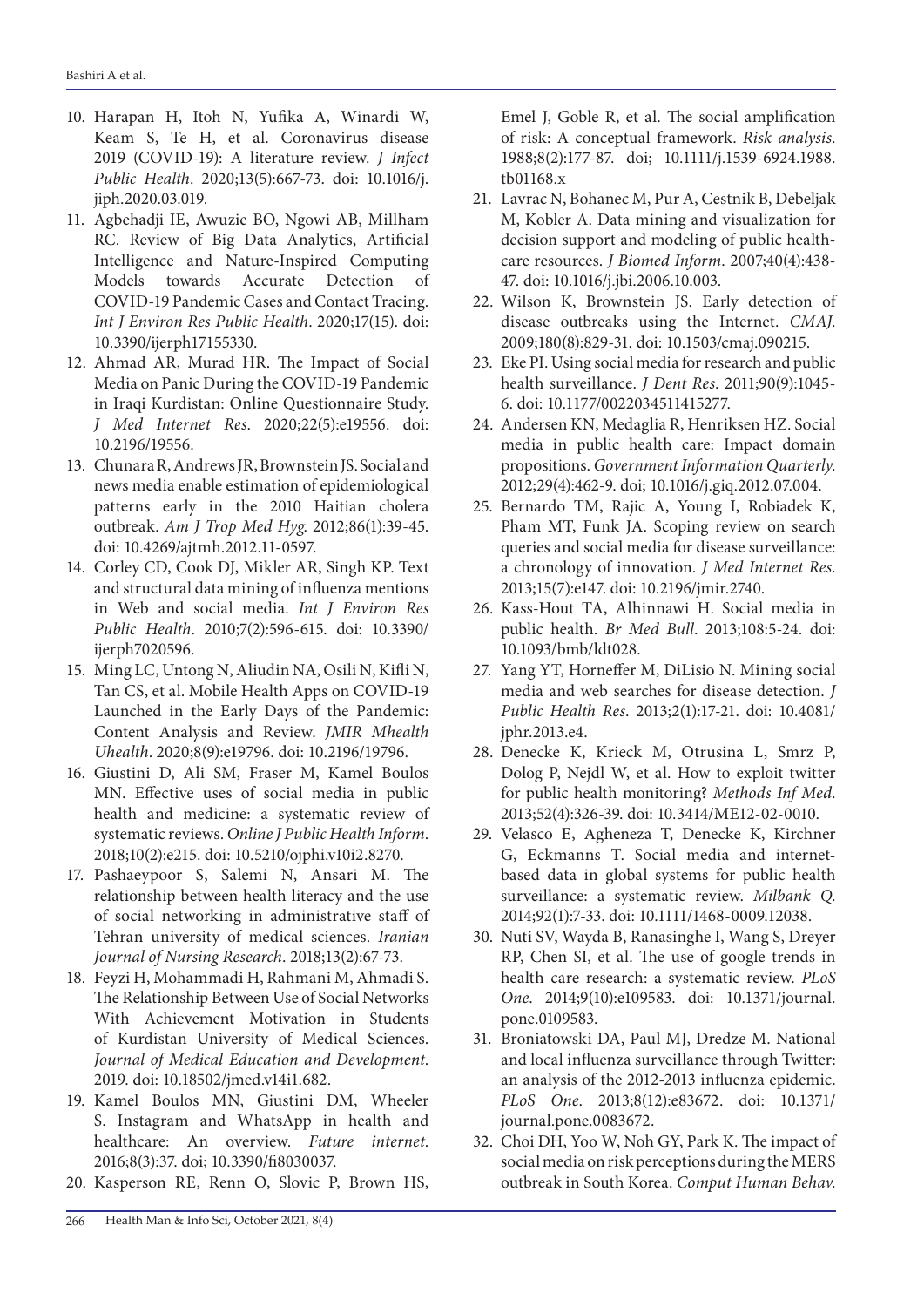10. Harapan H, Itoh N, Yufika A, Winardi W, Keam S, Te H, et al. Coronavirus disease 2019 (COVID-19): A literature review. *J Infect Public Health*. 2020;13(5):667-73. doi: 10.1016/j.jiph.2020.03.019.
11. Agbehadji IE, Awuzie BO, Ngowi AB, Millham RC. Review of Big Data Analytics, Artificial Intelligence and Nature-Inspired Computing Models towards Accurate Detection of COVID-19 Pandemic Cases and Contact Tracing. *Int J Environ Res Public Health*. 2020;17(15). doi: 10.3390/ijerph17155330.
12. Ahmad AR, Murad HR. The Impact of Social Media on Panic During the COVID-19 Pandemic in Iraqi Kurdistan: Online Questionnaire Study. *J Med Internet Res*. 2020;22(5):e19556. doi: 10.2196/19556.
13. Chunara R, Andrews JR, Brownstein JS. Social and news media enable estimation of epidemiological patterns early in the 2010 Haitian cholera outbreak. *Am J Trop Med Hyg*. 2012;86(1):39-45. doi: 10.4269/ajtmh.2012.11-0597.
14. Corley CD, Cook DJ, Mikler AR, Singh KP. Text and structural data mining of influenza mentions in Web and social media. *Int J Environ Res Public Health*. 2010;7(2):596-615. doi: 10.3390/ijerph7020596.
15. Ming LC, Untong N, Aliudin NA, Osili N, Kifli N, Tan CS, et al. Mobile Health Apps on COVID-19 Launched in the Early Days of the Pandemic: Content Analysis and Review. *JMIR Mhealth Uhealth*. 2020;8(9):e19796. doi: 10.2196/19796.
16. Giustini D, Ali SM, Fraser M, Kamel Boulos MN. Effective uses of social media in public health and medicine: a systematic review of systematic reviews. *Online J Public Health Inform*. 2018;10(2):e215. doi: 10.5210/ojphi.v10i2.8270.
17. Pashaeypoor S, Salemi N, Ansari M. The relationship between health literacy and the use of social networking in administrative staff of Tehran university of medical sciences. *Iranian Journal of Nursing Research*. 2018;13(2):67-73.
18. Feyzi H, Mohammadi H, Rahmani M, Ahmadi S. The Relationship Between Use of Social Networks With Achievement Motivation in Students of Kurdistan University of Medical Sciences. *Journal of Medical Education and Development*. 2019. doi: 10.18502/jmed.v14i1.682.
19. Kamel Boulos MN, Giustini DM, Wheeler S. Instagram and WhatsApp in health and healthcare: An overview. *Future internet*. 2016;8(3):37. doi; 10.3390/fi8030037.
20. Kasperson RE, Renn O, Slovic P, Brown HS, Emel J, Goble R, et al. The social amplification of risk: A conceptual framework. *Risk analysis*. 1988;8(2):177-87. doi; 10.1111/j.1539-6924.1988.tb01168.x
21. Lavrac N, Bohanec M, Pur A, Cestnik B, Debeljak M, Kobler A. Data mining and visualization for decision support and modeling of public healthcare resources. *J Biomed Inform*. 2007;40(4):438-47. doi: 10.1016/j.jbi.2006.10.003.
22. Wilson K, Brownstein JS. Early detection of disease outbreaks using the Internet. *CMAJ*. 2009;180(8):829-31. doi: 10.1503/cmaj.090215.
23. Eke PI. Using social media for research and public health surveillance. *J Dent Res*. 2011;90(9):1045-6. doi: 10.1177/0022034511415277.
24. Andersen KN, Medaglia R, Henriksen HZ. Social media in public health care: Impact domain propositions. *Government Information Quarterly*. 2012;29(4):462-9. doi; 10.1016/j.giq.2012.07.004.
25. Bernardo TM, Rajic A, Young I, Robiadek K, Pham MT, Funk JA. Scoping review on search queries and social media for disease surveillance: a chronology of innovation. *J Med Internet Res*. 2013;15(7):e147. doi: 10.2196/jmir.2740.
26. Kass-Hout TA, Alhinnawi H. Social media in public health. *Br Med Bull*. 2013;108:5-24. doi: 10.1093/bmb/ldt028.
27. Yang YT, Horneffer M, DiLisio N. Mining social media and web searches for disease detection. *J Public Health Res*. 2013;2(1):17-21. doi: 10.4081/jphr.2013.e4.
28. Denecke K, Krieck M, Otrusina L, Smrz P, Dolog P, Nejdl W, et al. How to exploit twitter for public health monitoring? *Methods Inf Med*. 2013;52(4):326-39. doi: 10.3414/ME12-02-0010.
29. Velasco E, Agheneza T, Denecke K, Kirchner G, Eckmanns T. Social media and internet-based data in global systems for public health surveillance: a systematic review. *Milbank Q*. 2014;92(1):7-33. doi: 10.1111/1468-0009.12038.
30. Nuti SV, Wayda B, Ranasinghe I, Wang S, Dreyer RP, Chen SI, et al. The use of google trends in health care research: a systematic review. *PLoS One*. 2014;9(10):e109583. doi: 10.1371/journal.pone.0109583.
31. Broniatowski DA, Paul MJ, Dredze M. National and local influenza surveillance through Twitter: an analysis of the 2012-2013 influenza epidemic. *PLoS One*. 2013;8(12):e83672. doi: 10.1371/journal.pone.0083672.
32. Choi DH, Yoo W, Noh GY, Park K. The impact of social media on risk perceptions during the MERS outbreak in South Korea. *Comput Human Behav*.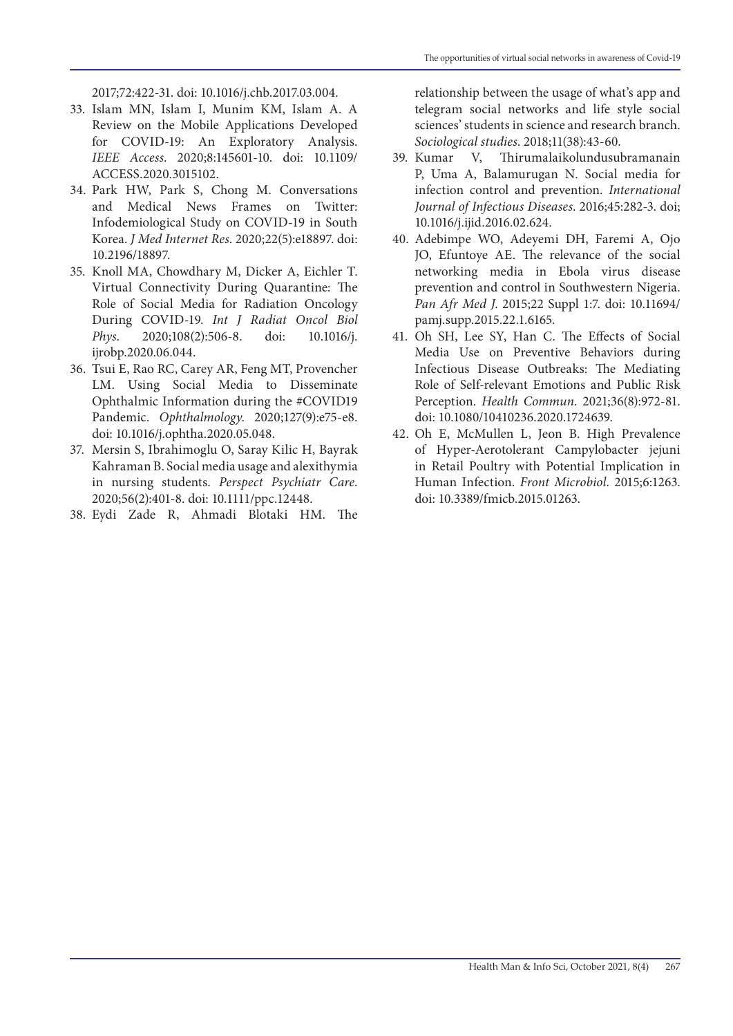2017;72:422-31. doi: 10.1016/j.chb.2017.03.004.

33. Islam MN, Islam I, Munim KM, Islam A. A Review on the Mobile Applications Developed for COVID-19: An Exploratory Analysis. *IEEE Access*. 2020;8:145601-10. doi: 10.1109/ACCESS.2020.3015102.
34. Park HW, Park S, Chong M. Conversations and Medical News Frames on Twitter: Infodemiological Study on COVID-19 in South Korea. *J Med Internet Res*. 2020;22(5):e18897. doi: 10.2196/18897.
35. Knoll MA, Chowdhary M, Dicker A, Eichler T. Virtual Connectivity During Quarantine: The Role of Social Media for Radiation Oncology During COVID-19. *Int J Radiat Oncol Biol Phys*. 2020;108(2):506-8. doi: 10.1016/j.ijrobp.2020.06.044.
36. Tsui E, Rao RC, Carey AR, Feng MT, Provencher LM. Using Social Media to Disseminate Ophthalmic Information during the #COVID19 Pandemic. *Ophthalmology*. 2020;127(9):e75-e8. doi: 10.1016/j.ophtha.2020.05.048.
37. Mersin S, Ibrahimoglu O, Saray Kilic H, Bayrak Kahraman B. Social media usage and alexithymia in nursing students. *Perspect Psychiatr Care*. 2020;56(2):401-8. doi: 10.1111/ppc.12448.
38. Eydi Zade R, Ahmadi Blotaki HM. The relationship between the usage of what's app and telegram social networks and life style social sciences' students in science and research branch. *Sociological studies*. 2018;11(38):43-60.
39. Kumar V, Thirumalaikolundusubramanain P, Uma A, Balamurugan N. Social media for infection control and prevention. *International Journal of Infectious Diseases*. 2016;45:282-3. doi; 10.1016/j.ijid.2016.02.624.
40. Adebimpe WO, Adeyemi DH, Faremi A, Ojo JO, Efuntoye AE. The relevance of the social networking media in Ebola virus disease prevention and control in Southwestern Nigeria. *Pan Afr Med J*. 2015;22 Suppl 1:7. doi: 10.11694/pamj.supp.2015.22.1.6165.
41. Oh SH, Lee SY, Han C. The Effects of Social Media Use on Preventive Behaviors during Infectious Disease Outbreaks: The Mediating Role of Self-relevant Emotions and Public Risk Perception. *Health Commun*. 2021;36(8):972-81. doi: 10.1080/10410236.2020.1724639.
42. Oh E, McMullen L, Jeon B. High Prevalence of Hyper-Aerotolerant Campylobacter jejuni in Retail Poultry with Potential Implication in Human Infection. *Front Microbiol*. 2015;6:1263. doi: 10.3389/fmicb.2015.01263.